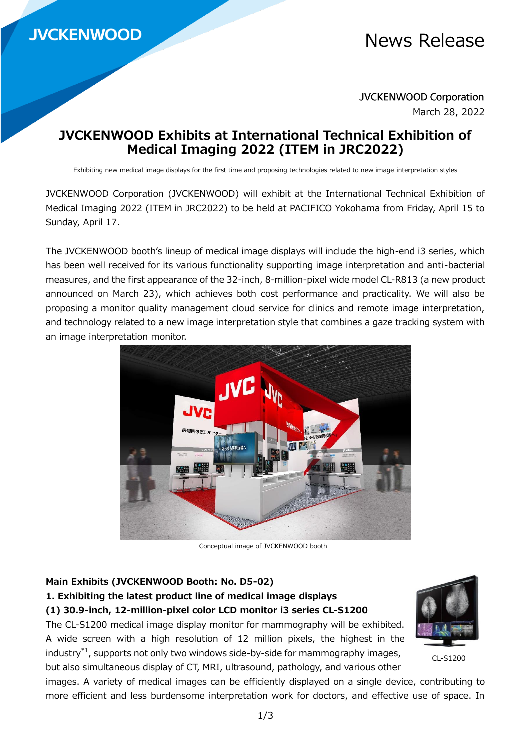JVCKENWOOD

# News Release

JVCKENWOOD Corporation
March 28, 2022

# JVCKENWOOD Exhibits at International Technical Exhibition of Medical Imaging 2022 (ITEM in JRC2022)

Exhibiting new medical image displays for the first time and proposing technologies related to new image interpretation styles

JVCKENWOOD Corporation (JVCKENWOOD) will exhibit at the International Technical Exhibition of Medical Imaging 2022 (ITEM in JRC2022) to be held at PACIFICO Yokohama from Friday, April 15 to Sunday, April 17.

The JVCKENWOOD booth's lineup of medical image displays will include the high-end i3 series, which has been well received for its various functionality supporting image interpretation and anti-bacterial measures, and the first appearance of the 32-inch, 8-million-pixel wide model CL-R813 (a new product announced on March 23), which achieves both cost performance and practicality. We will also be proposing a monitor quality management cloud service for clinics and remote image interpretation, and technology related to a new image interpretation style that combines a gaze tracking system with an image interpretation monitor.

Conceptual image of JVCKENWOOD booth

**Main Exhibits (JVCKENWOOD Booth: No. D5-02)**

**1. Exhibiting the latest product line of medical image displays**

**(1) 30.9-inch, 12-million-pixel color LCD monitor i3 series CL-S1200**

The CL-S1200 medical image display monitor for mammography will be exhibited. A wide screen with a high resolution of 12 million pixels, the highest in the industry[*1], supports not only two windows side-by-side for mammography images, but also simultaneous display of CT, MRI, ultrasound, pathology, and various other images. A variety of medical images can be efficiently displayed on a single device, contributing to more efficient and less burdensome interpretation work for doctors, and effective use of space. In

CL-S1200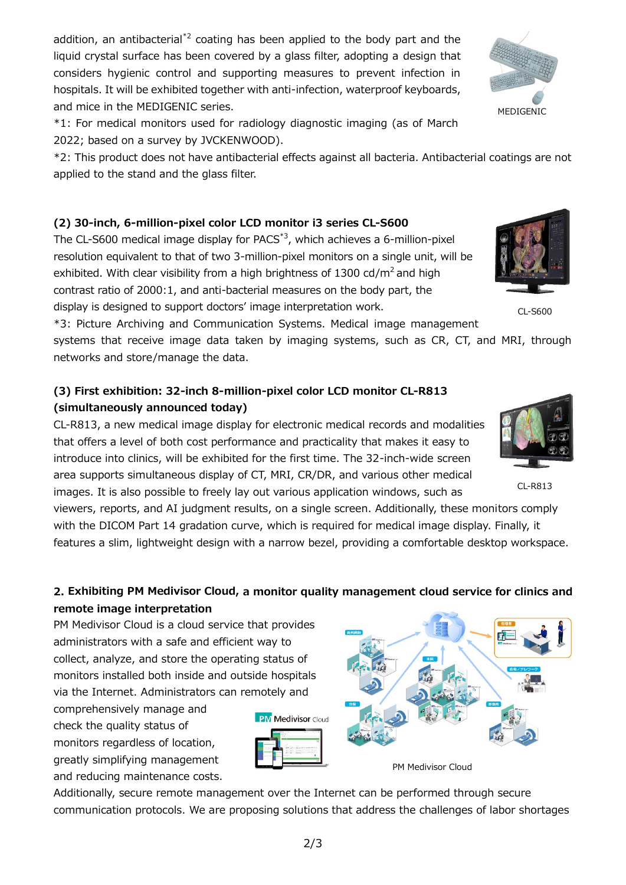addition, an antibacterial[*2] coating has been applied to the body part and the liquid crystal surface has been covered by a glass filter, adopting a design that considers hygienic control and supporting measures to prevent infection in hospitals. It will be exhibited together with anti-infection, waterproof keyboards, and mice in the MEDIGENIC series.

MEDIGENIC

*1: For medical monitors used for radiology diagnostic imaging (as of March 2022; based on a survey by JVCKENWOOD).

*2: This product does not have antibacterial effects against all bacteria. Antibacterial coatings are not applied to the stand and the glass filter.

### (2) 30-inch, 6-million-pixel color LCD monitor i3 series CL-S600

The CL-S600 medical image display for PACS[*3], which achieves a 6-million-pixel resolution equivalent to that of two 3-million-pixel monitors on a single unit, will be exhibited. With clear visibility from a high brightness of 1300 cd/m$^2$ and high contrast ratio of 2000:1, and anti-bacterial measures on the body part, the display is designed to support doctors' image interpretation work.

CL-S600

*3: Picture Archiving and Communication Systems. Medical image management systems that receive image data taken by imaging systems, such as CR, CT, and MRI, through networks and store/manage the data.

### (3) First exhibition: 32-inch 8-million-pixel color LCD monitor CL-R813 (simultaneously announced today)

CL-R813, a new medical image display for electronic medical records and modalities that offers a level of both cost performance and practicality that makes it easy to introduce into clinics, will be exhibited for the first time. The 32-inch-wide screen area supports simultaneous display of CT, MRI, CR/DR, and various other medical images. It is also possible to freely lay out various application windows, such as viewers, reports, and AI judgment results, on a single screen. Additionally, these monitors comply with the DICOM Part 14 gradation curve, which is required for medical image display. Finally, it features a slim, lightweight design with a narrow bezel, providing a comfortable desktop workspace.

CL-R813

## 2. Exhibiting PM Medivisor Cloud, a monitor quality management cloud service for clinics and remote image interpretation

PM Medivisor Cloud is a cloud service that provides administrators with a safe and efficient way to collect, analyze, and store the operating status of monitors installed both inside and outside hospitals via the Internet. Administrators can remotely and comprehensively manage and check the quality status of monitors regardless of location, greatly simplifying management and reducing maintenance costs.

PM Medivisor Cloud

Additionally, secure remote management over the Internet can be performed through secure communication protocols. We are proposing solutions that address the challenges of labor shortages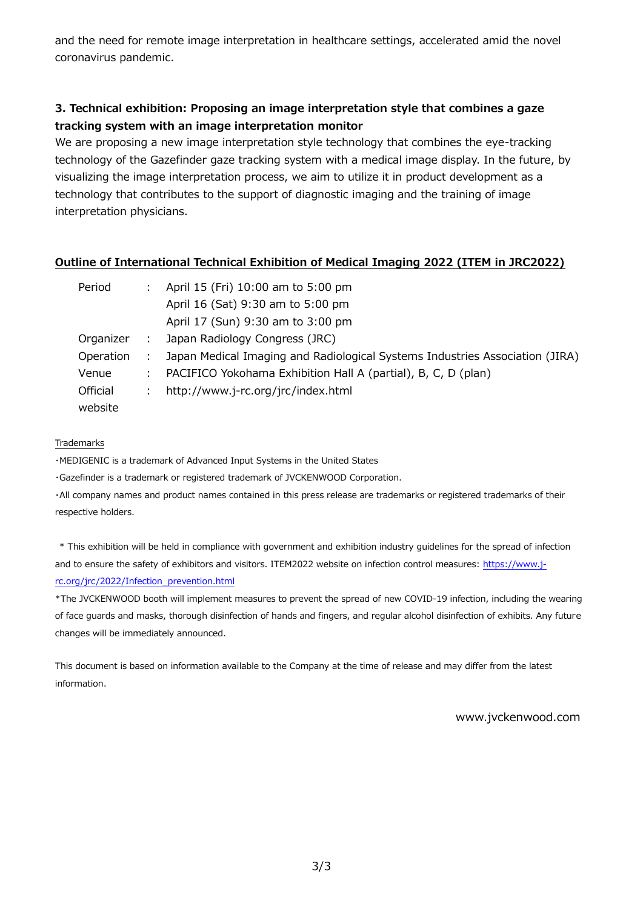and the need for remote image interpretation in healthcare settings, accelerated amid the novel coronavirus pandemic.

### 3. Technical exhibition: Proposing an image interpretation style that combines a gaze tracking system with an image interpretation monitor

We are proposing a new image interpretation style technology that combines the eye-tracking technology of the Gazefinder gaze tracking system with a medical image display. In the future, by visualizing the image interpretation process, we aim to utilize it in product development as a technology that contributes to the support of diagnostic imaging and the training of image interpretation physicians.

## Outline of International Technical Exhibition of Medical Imaging 2022 (ITEM in JRC2022)

| | | |
|---|---|---|
| Period | : | April 15 (Fri) 10:00 am to 5:00 pm<br>April 16 (Sat) 9:30 am to 5:00 pm<br>April 17 (Sun) 9:30 am to 3:00 pm |
| Organizer | : | Japan Radiology Congress (JRC) |
| Operation | : | Japan Medical Imaging and Radiological Systems Industries Association (JIRA) |
| Venue | : | PACIFICO Yokohama Exhibition Hall A (partial), B, C, D (plan) |
| Official website | : | http://www.j-rc.org/jrc/index.html |

Trademarks

- MEDIGENIC is a trademark of Advanced Input Systems in the United States
- Gazefinder is a trademark or registered trademark of JVCKENWOOD Corporation.
- All company names and product names contained in this press release are trademarks or registered trademarks of their respective holders.

\* This exhibition will be held in compliance with government and exhibition industry guidelines for the spread of infection and to ensure the safety of exhibitors and visitors. ITEM2022 website on infection control measures: https://www.j-rc.org/jrc/2022/Infection_prevention.html

*The JVCKENWOOD booth will implement measures to prevent the spread of new COVID-19 infection, including the wearing of face guards and masks, thorough disinfection of hands and fingers, and regular alcohol disinfection of exhibits. Any future changes will be immediately announced.

This document is based on information available to the Company at the time of release and may differ from the latest information.

www.jvckenwood.com